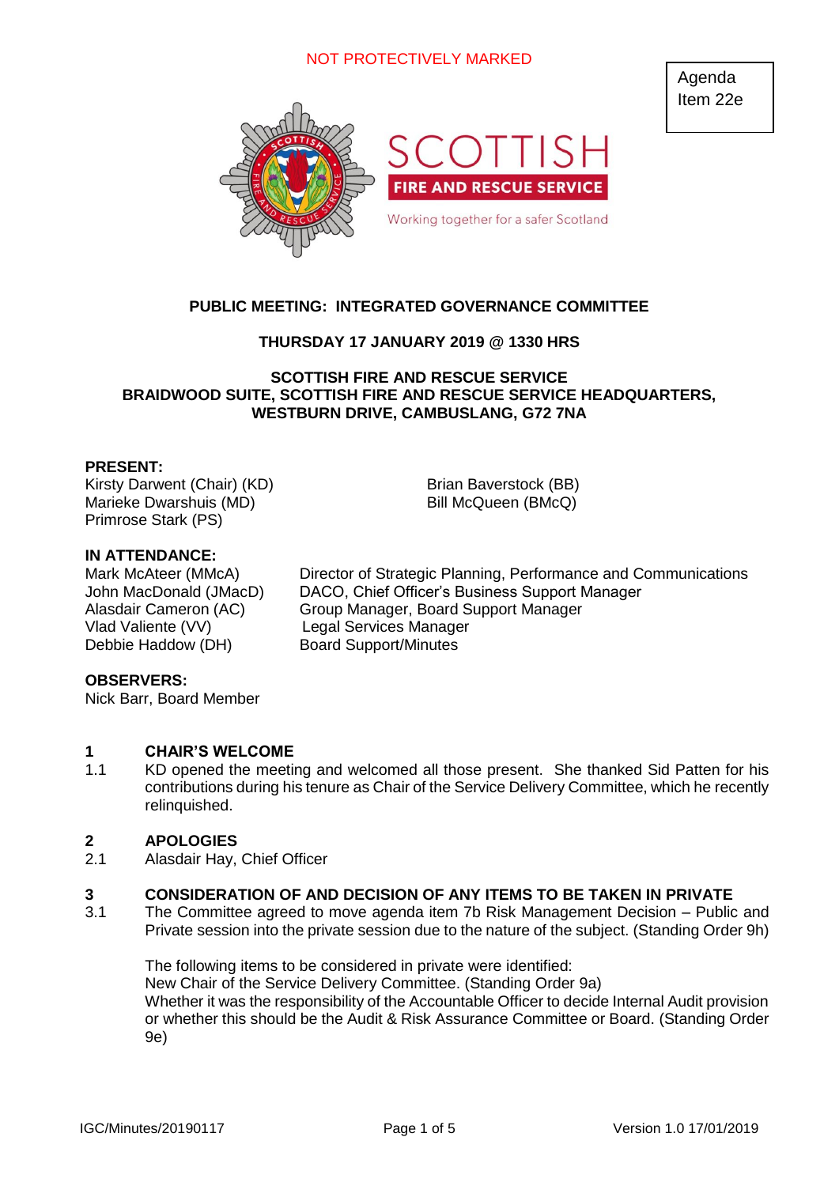NOT PROTECTIVELY MARKED

Agenda Item 22e

SCOTTISH FIRE AND RESCUE SERVICE

Working together for a safer Scotland

# PUBLIC MEETING: INTEGRATED GOVERNANCE COMMITTEE

**THURSDAY 17 JANUARY 2019 @ 1330 HRS**

**SCOTTISH FIRE AND RESCUE SERVICE**
**BRAIDWOOD SUITE, SCOTTISH FIRE AND RESCUE SERVICE HEADQUARTERS, WESTBURN DRIVE, CAMBUSLANG, G72 7NA**

**PRESENT:**

Kirsty Darwent (Chair) (KD)
Marieke Dwarshuis (MD)
Primrose Stark (PS)
Brian Baverstock (BB)
Bill McQueen (BMcQ)

**IN ATTENDANCE:**

| | |
|---|---|
| Mark McAteer (MMcA) | Director of Strategic Planning, Performance and Communications |
| John MacDonald (JMacD) | DACO, Chief Officer's Business Support Manager |
| Alasdair Cameron (AC) | Group Manager, Board Support Manager |
| Vlad Valiente (VV) | Legal Services Manager |
| Debbie Haddow (DH) | Board Support/Minutes |

**OBSERVERS:**

Nick Barr, Board Member

## 1 CHAIR'S WELCOME

1.1 KD opened the meeting and welcomed all those present. She thanked Sid Patten for his contributions during his tenure as Chair of the Service Delivery Committee, which he recently relinquished.

## 2 APOLOGIES

2.1 Alasdair Hay, Chief Officer

## 3 CONSIDERATION OF AND DECISION OF ANY ITEMS TO BE TAKEN IN PRIVATE

3.1 The Committee agreed to move agenda item 7b Risk Management Decision – Public and Private session into the private session due to the nature of the subject. (Standing Order 9h)

The following items to be considered in private were identified:
New Chair of the Service Delivery Committee. (Standing Order 9a)
Whether it was the responsibility of the Accountable Officer to decide Internal Audit provision or whether this should be the Audit & Risk Assurance Committee or Board. (Standing Order 9e)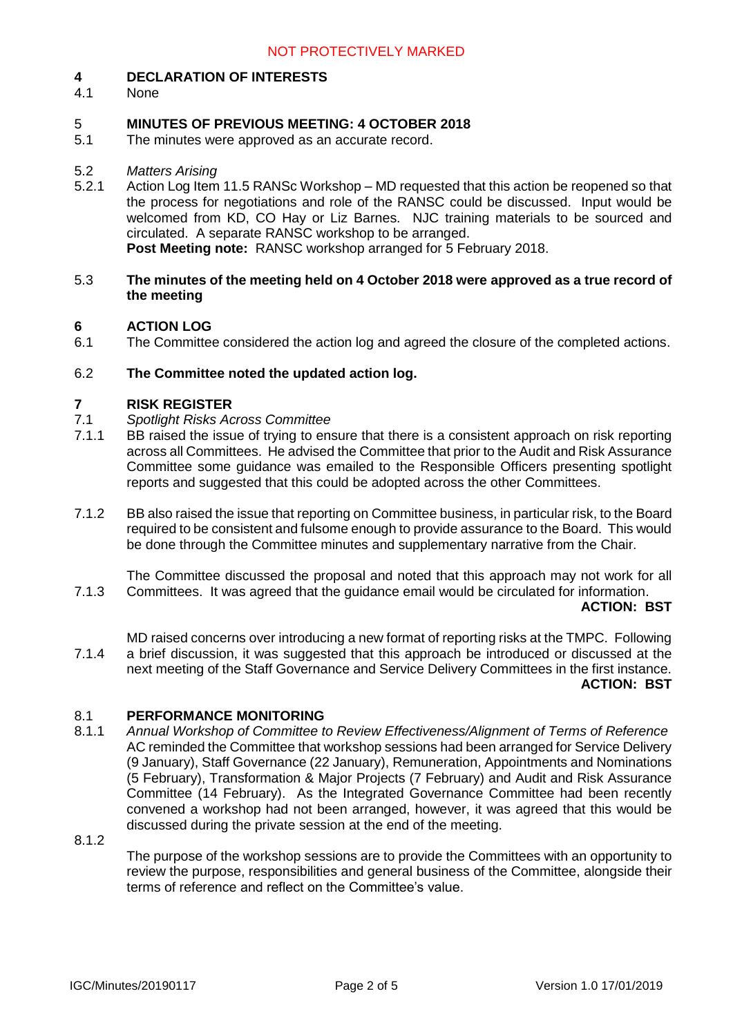NOT PROTECTIVELY MARKED

**4 DECLARATION OF INTERESTS**

4.1 None

**5 MINUTES OF PREVIOUS MEETING: 4 OCTOBER 2018**

5.1 The minutes were approved as an accurate record.

5.2 *Matters Arising*

5.2.1 Action Log Item 11.5 RANSc Workshop – MD requested that this action be reopened so that the process for negotiations and role of the RANSC could be discussed. Input would be welcomed from KD, CO Hay or Liz Barnes. NJC training materials to be sourced and circulated. A separate RANSC workshop to be arranged.
**Post Meeting note:** RANSC workshop arranged for 5 February 2018.

5.3 **The minutes of the meeting held on 4 October 2018 were approved as a true record of the meeting**

**6 ACTION LOG**

6.1 The Committee considered the action log and agreed the closure of the completed actions.

6.2 **The Committee noted the updated action log.**

**7 RISK REGISTER**

7.1 *Spotlight Risks Across Committee*

7.1.1 BB raised the issue of trying to ensure that there is a consistent approach on risk reporting across all Committees. He advised the Committee that prior to the Audit and Risk Assurance Committee some guidance was emailed to the Responsible Officers presenting spotlight reports and suggested that this could be adopted across the other Committees.

7.1.2 BB also raised the issue that reporting on Committee business, in particular risk, to the Board required to be consistent and fulsome enough to provide assurance to the Board. This would be done through the Committee minutes and supplementary narrative from the Chair.

7.1.3 The Committee discussed the proposal and noted that this approach may not work for all Committees. It was agreed that the guidance email would be circulated for information.
**ACTION: BST**

7.1.4 MD raised concerns over introducing a new format of reporting risks at the TMPC. Following a brief discussion, it was suggested that this approach be introduced or discussed at the next meeting of the Staff Governance and Service Delivery Committees in the first instance.
**ACTION: BST**

**8.1 PERFORMANCE MONITORING**

8.1.1 *Annual Workshop of Committee to Review Effectiveness/Alignment of Terms of Reference*
AC reminded the Committee that workshop sessions had been arranged for Service Delivery (9 January), Staff Governance (22 January), Remuneration, Appointments and Nominations (5 February), Transformation & Major Projects (7 February) and Audit and Risk Assurance Committee (14 February). As the Integrated Governance Committee had been recently convened a workshop had not been arranged, however, it was agreed that this would be discussed during the private session at the end of the meeting.

8.1.2 The purpose of the workshop sessions are to provide the Committees with an opportunity to review the purpose, responsibilities and general business of the Committee, alongside their terms of reference and reflect on the Committee's value.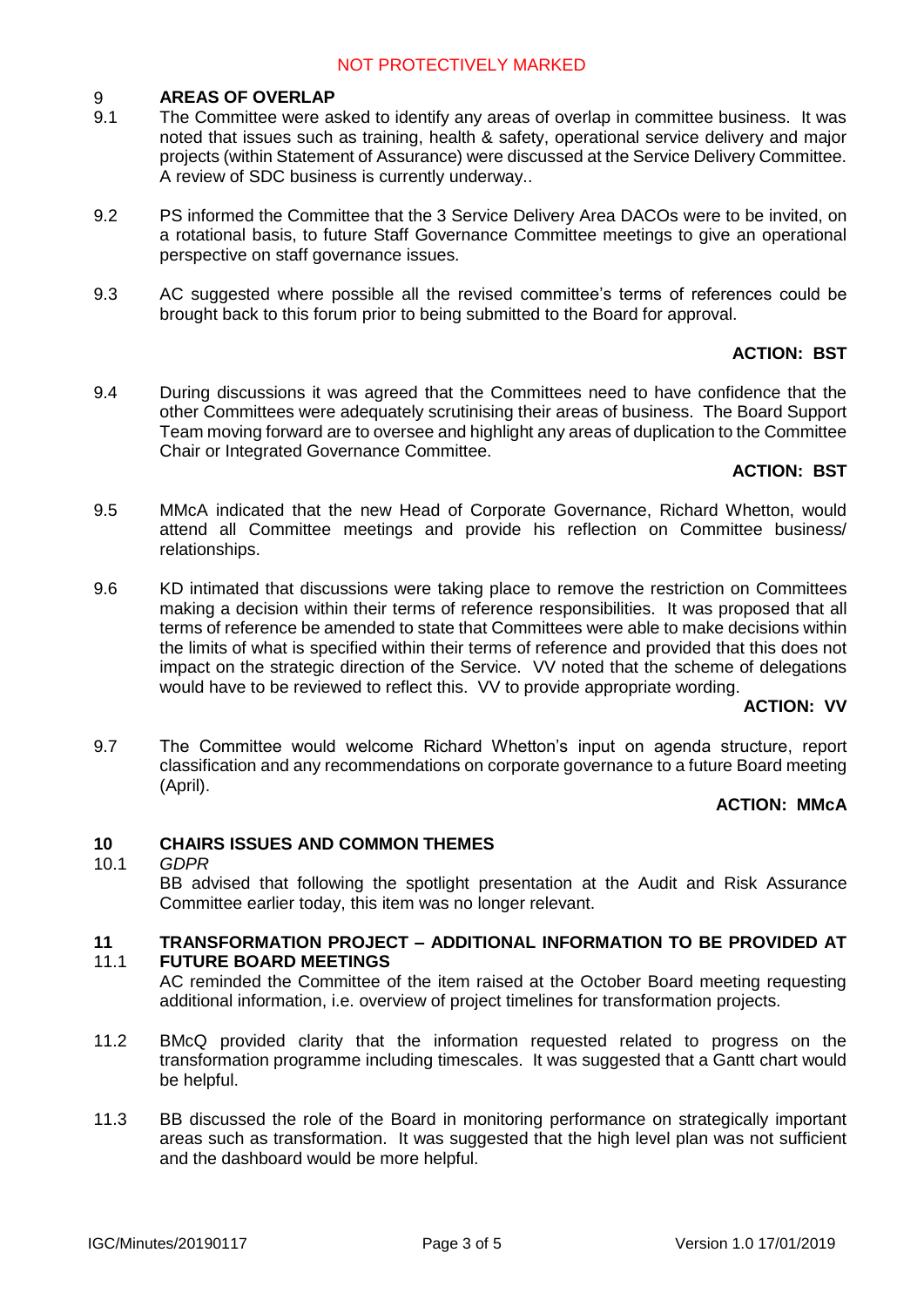## 9 AREAS OF OVERLAP

9.1 The Committee were asked to identify any areas of overlap in committee business. It was noted that issues such as training, health & safety, operational service delivery and major projects (within Statement of Assurance) were discussed at the Service Delivery Committee. A review of SDC business is currently underway..

9.2 PS informed the Committee that the 3 Service Delivery Area DACOs were to be invited, on a rotational basis, to future Staff Governance Committee meetings to give an operational perspective on staff governance issues.

9.3 AC suggested where possible all the revised committee's terms of references could be brought back to this forum prior to being submitted to the Board for approval.

**ACTION: BST**

9.4 During discussions it was agreed that the Committees need to have confidence that the other Committees were adequately scrutinising their areas of business. The Board Support Team moving forward are to oversee and highlight any areas of duplication to the Committee Chair or Integrated Governance Committee.

**ACTION: BST**

9.5 MMcA indicated that the new Head of Corporate Governance, Richard Whetton, would attend all Committee meetings and provide his reflection on Committee business/ relationships.

9.6 KD intimated that discussions were taking place to remove the restriction on Committees making a decision within their terms of reference responsibilities. It was proposed that all terms of reference be amended to state that Committees were able to make decisions within the limits of what is specified within their terms of reference and provided that this does not impact on the strategic direction of the Service. VV noted that the scheme of delegations would have to be reviewed to reflect this. VV to provide appropriate wording.

**ACTION: VV**

9.7 The Committee would welcome Richard Whetton's input on agenda structure, report classification and any recommendations on corporate governance to a future Board meeting (April).

**ACTION: MMcA**

## 10 CHAIRS ISSUES AND COMMON THEMES

10.1 *GDPR*

BB advised that following the spotlight presentation at the Audit and Risk Assurance Committee earlier today, this item was no longer relevant.

## 11 TRANSFORMATION PROJECT – ADDITIONAL INFORMATION TO BE PROVIDED AT FUTURE BOARD MEETINGS

11.1 AC reminded the Committee of the item raised at the October Board meeting requesting additional information, i.e. overview of project timelines for transformation projects.

11.2 BMcQ provided clarity that the information requested related to progress on the transformation programme including timescales. It was suggested that a Gantt chart would be helpful.

11.3 BB discussed the role of the Board in monitoring performance on strategically important areas such as transformation. It was suggested that the high level plan was not sufficient and the dashboard would be more helpful.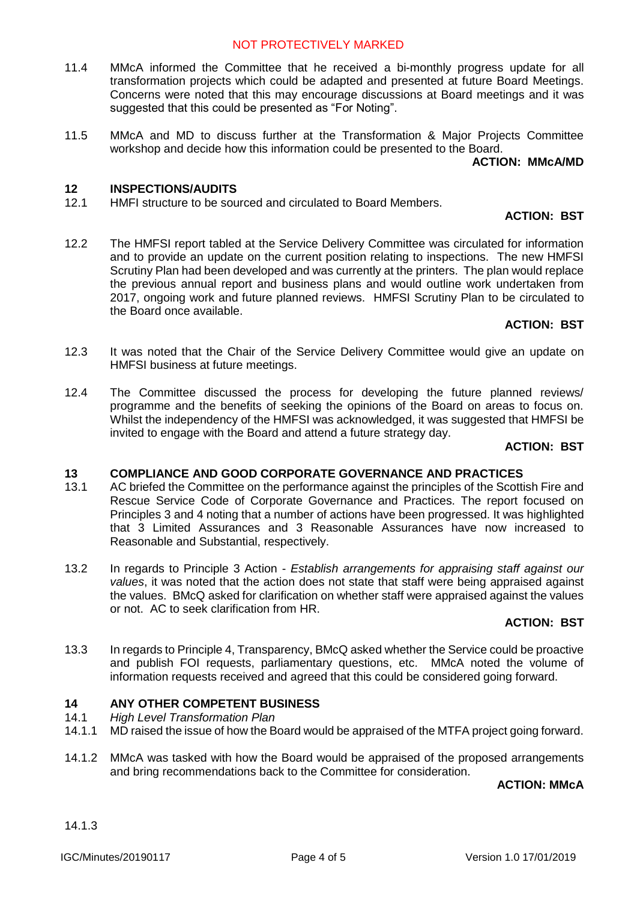11.4 MMcA informed the Committee that he received a bi-monthly progress update for all transformation projects which could be adapted and presented at future Board Meetings. Concerns were noted that this may encourage discussions at Board meetings and it was suggested that this could be presented as "For Noting".

11.5 MMcA and MD to discuss further at the Transformation & Major Projects Committee workshop and decide how this information could be presented to the Board.

**ACTION: MMcA/MD**

## 12 INSPECTIONS/AUDITS

12.1 HMFI structure to be sourced and circulated to Board Members.

**ACTION: BST**

12.2 The HMFSI report tabled at the Service Delivery Committee was circulated for information and to provide an update on the current position relating to inspections. The new HMFSI Scrutiny Plan had been developed and was currently at the printers. The plan would replace the previous annual report and business plans and would outline work undertaken from 2017, ongoing work and future planned reviews. HMFSI Scrutiny Plan to be circulated to the Board once available.

**ACTION: BST**

12.3 It was noted that the Chair of the Service Delivery Committee would give an update on HMFSI business at future meetings.

12.4 The Committee discussed the process for developing the future planned reviews/ programme and the benefits of seeking the opinions of the Board on areas to focus on. Whilst the independency of the HMFSI was acknowledged, it was suggested that HMFSI be invited to engage with the Board and attend a future strategy day.

**ACTION: BST**

## 13 COMPLIANCE AND GOOD CORPORATE GOVERNANCE AND PRACTICES

13.1 AC briefed the Committee on the performance against the principles of the Scottish Fire and Rescue Service Code of Corporate Governance and Practices. The report focused on Principles 3 and 4 noting that a number of actions have been progressed. It was highlighted that 3 Limited Assurances and 3 Reasonable Assurances have now increased to Reasonable and Substantial, respectively.

13.2 In regards to Principle 3 Action - *Establish arrangements for appraising staff against our values*, it was noted that the action does not state that staff were being appraised against the values. BMcQ asked for clarification on whether staff were appraised against the values or not. AC to seek clarification from HR.

**ACTION: BST**

13.3 In regards to Principle 4, Transparency, BMcQ asked whether the Service could be proactive and publish FOI requests, parliamentary questions, etc. MMcA noted the volume of information requests received and agreed that this could be considered going forward.

## 14 ANY OTHER COMPETENT BUSINESS

14.1 *High Level Transformation Plan*

14.1.1 MD raised the issue of how the Board would be appraised of the MTFA project going forward.

14.1.2 MMcA was tasked with how the Board would be appraised of the proposed arrangements and bring recommendations back to the Committee for consideration.

**ACTION: MMcA**

14.1.3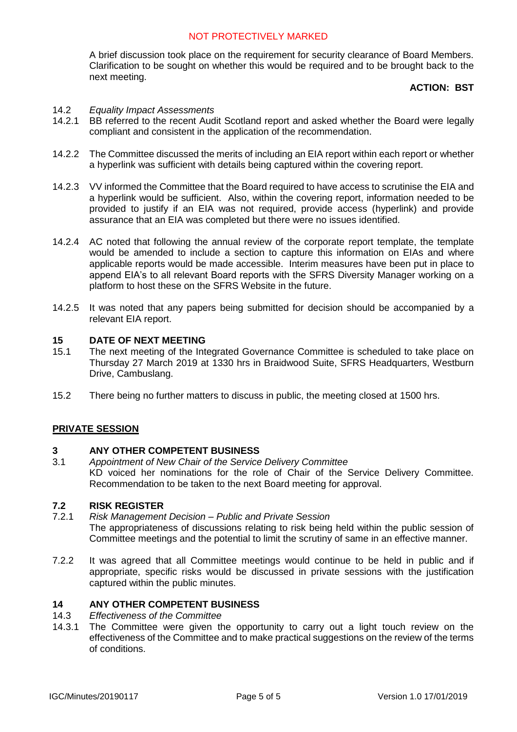A brief discussion took place on the requirement for security clearance of Board Members. Clarification to be sought on whether this would be required and to be brought back to the next meeting.

**ACTION: BST**

14.2 *Equality Impact Assessments*

14.2.1 BB referred to the recent Audit Scotland report and asked whether the Board were legally compliant and consistent in the application of the recommendation.

14.2.2 The Committee discussed the merits of including an EIA report within each report or whether a hyperlink was sufficient with details being captured within the covering report.

14.2.3 VV informed the Committee that the Board required to have access to scrutinise the EIA and a hyperlink would be sufficient. Also, within the covering report, information needed to be provided to justify if an EIA was not required, provide access (hyperlink) and provide assurance that an EIA was completed but there were no issues identified.

14.2.4 AC noted that following the annual review of the corporate report template, the template would be amended to include a section to capture this information on EIAs and where applicable reports would be made accessible. Interim measures have been put in place to append EIA's to all relevant Board reports with the SFRS Diversity Manager working on a platform to host these on the SFRS Website in the future.

14.2.5 It was noted that any papers being submitted for decision should be accompanied by a relevant EIA report.

## 15 DATE OF NEXT MEETING

15.1 The next meeting of the Integrated Governance Committee is scheduled to take place on Thursday 27 March 2019 at 1330 hrs in Braidwood Suite, SFRS Headquarters, Westburn Drive, Cambuslang.

15.2 There being no further matters to discuss in public, the meeting closed at 1500 hrs.

## PRIVATE SESSION

## 3 ANY OTHER COMPETENT BUSINESS

3.1 *Appointment of New Chair of the Service Delivery Committee*
KD voiced her nominations for the role of Chair of the Service Delivery Committee. Recommendation to be taken to the next Board meeting for approval.

## 7.2 RISK REGISTER

7.2.1 *Risk Management Decision – Public and Private Session*
The appropriateness of discussions relating to risk being held within the public session of Committee meetings and the potential to limit the scrutiny of same in an effective manner.

7.2.2 It was agreed that all Committee meetings would continue to be held in public and if appropriate, specific risks would be discussed in private sessions with the justification captured within the public minutes.

## 14 ANY OTHER COMPETENT BUSINESS

14.3 *Effectiveness of the Committee*

14.3.1 The Committee were given the opportunity to carry out a light touch review on the effectiveness of the Committee and to make practical suggestions on the review of the terms of conditions.